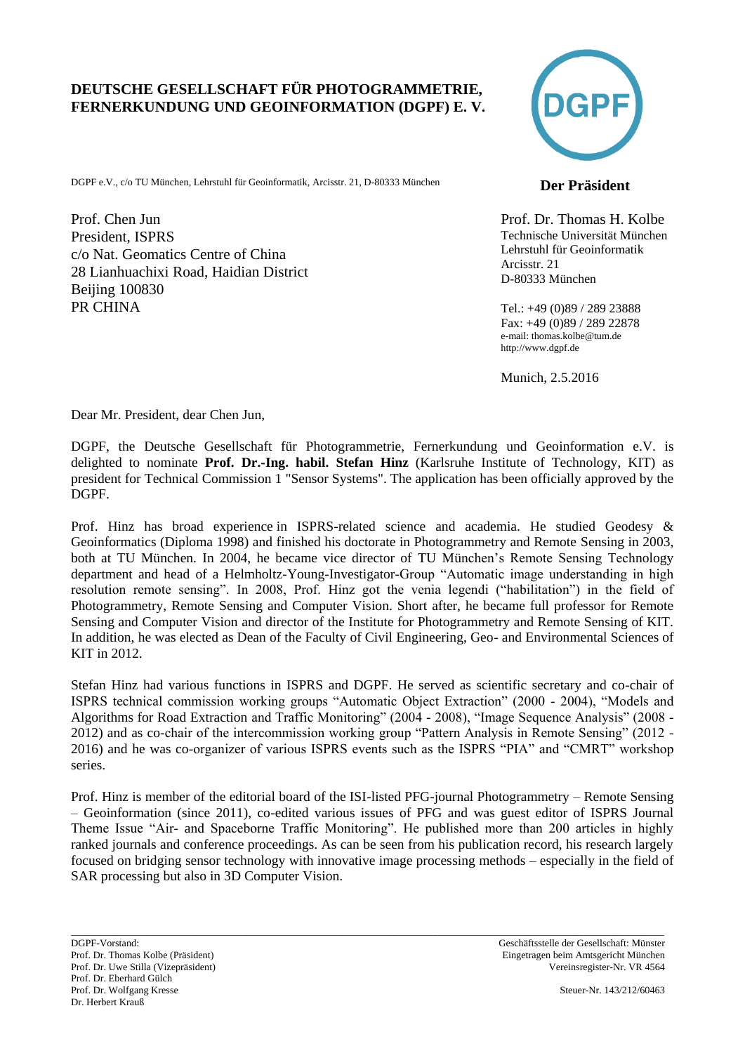**DEUTSCHE GESELLSCHAFT FÜR PHOTOGRAMMETRIE, FERNERKUNDUNG UND GEOINFORMATION (DGPF) E. V.**

DGPF e.V., c/o TU München, Lehrstuhl für Geoinformatik, Arcisstr. 21, D-80333 München

Prof. Chen Jun
President, ISPRS
c/o Nat. Geomatics Centre of China
28 Lianhuachixi Road, Haidian District
Beijing 100830
PR CHINA

**Der Präsident**

Prof. Dr. Thomas H. Kolbe
Technische Universität München
Lehrstuhl für Geoinformatik
Arcisstr. 21
D-80333 München

Tel.: +49 (0)89 / 289 23888
Fax: +49 (0)89 / 289 22878
e-mail: thomas.kolbe@tum.de
http://www.dgpf.de

Munich, 2.5.2016

Dear Mr. President, dear Chen Jun,

DGPF, the Deutsche Gesellschaft für Photogrammetrie, Fernerkundung und Geoinformation e.V. is delighted to nominate **Prof. Dr.-Ing. habil. Stefan Hinz** (Karlsruhe Institute of Technology, KIT) as president for Technical Commission 1 "Sensor Systems". The application has been officially approved by the DGPF.

Prof. Hinz has broad experience in ISPRS-related science and academia. He studied Geodesy & Geoinformatics (Diploma 1998) and finished his doctorate in Photogrammetry and Remote Sensing in 2003, both at TU München. In 2004, he became vice director of TU München's Remote Sensing Technology department and head of a Helmholtz-Young-Investigator-Group "Automatic image understanding in high resolution remote sensing". In 2008, Prof. Hinz got the venia legendi ("habilitation") in the field of Photogrammetry, Remote Sensing and Computer Vision. Short after, he became full professor for Remote Sensing and Computer Vision and director of the Institute for Photogrammetry and Remote Sensing of KIT. In addition, he was elected as Dean of the Faculty of Civil Engineering, Geo- and Environmental Sciences of KIT in 2012.

Stefan Hinz had various functions in ISPRS and DGPF. He served as scientific secretary and co-chair of ISPRS technical commission working groups "Automatic Object Extraction" (2000 - 2004), "Models and Algorithms for Road Extraction and Traffic Monitoring" (2004 - 2008), "Image Sequence Analysis" (2008 - 2012) and as co-chair of the intercommission working group "Pattern Analysis in Remote Sensing" (2012 - 2016) and he was co-organizer of various ISPRS events such as the ISPRS "PIA" and "CMRT" workshop series.

Prof. Hinz is member of the editorial board of the ISI-listed PFG-journal Photogrammetry – Remote Sensing – Geoinformation (since 2011), co-edited various issues of PFG and was guest editor of ISPRS Journal Theme Issue "Air- and Spaceborne Traffic Monitoring". He published more than 200 articles in highly ranked journals and conference proceedings. As can be seen from his publication record, his research largely focused on bridging sensor technology with innovative image processing methods – especially in the field of SAR processing but also in 3D Computer Vision.

---

DGPF-Vorstand:
Prof. Dr. Thomas Kolbe (Präsident)
Prof. Dr. Uwe Stilla (Vizepräsident)
Prof. Dr. Eberhard Gülch
Prof. Dr. Wolfgang Kresse
Dr. Herbert Krauß

Geschäftsstelle der Gesellschaft: Münster
Eingetragen beim Amtsgericht München
Vereinsregister-Nr. VR 4564

Steuer-Nr. 143/212/60463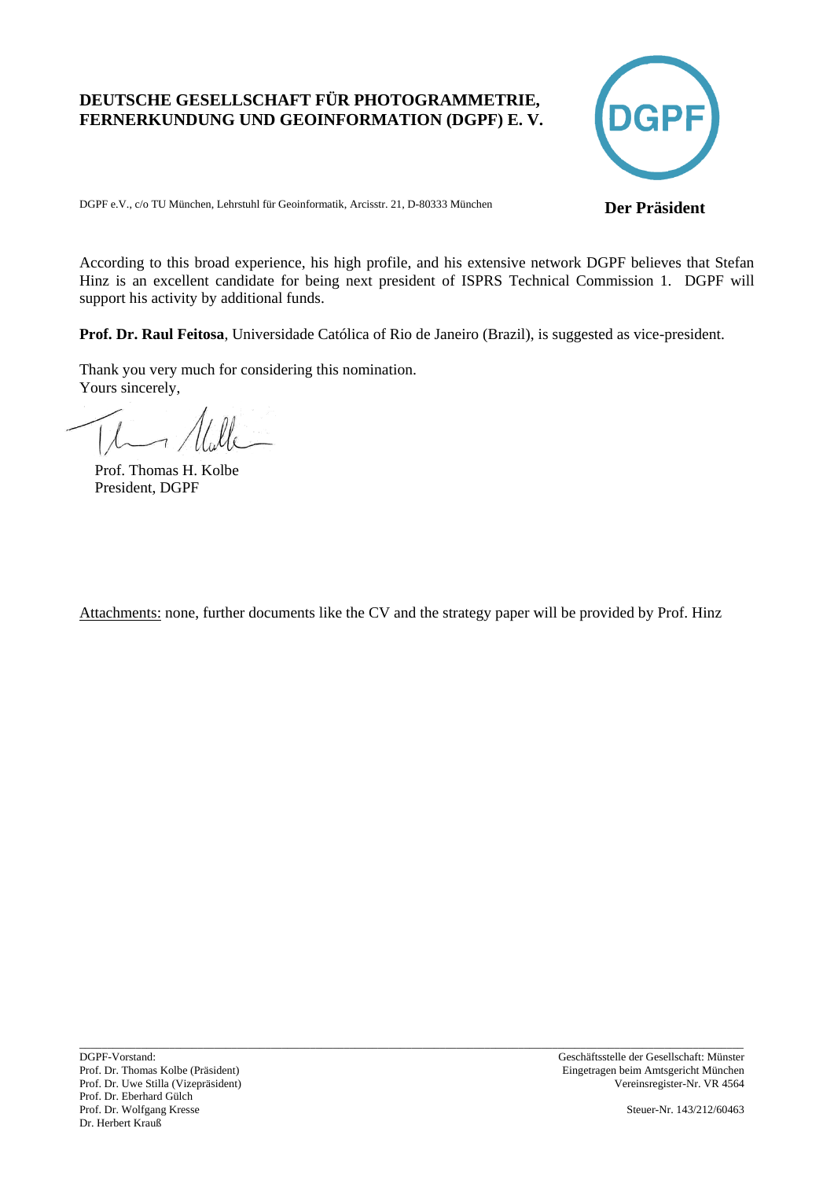**DEUTSCHE GESELLSCHAFT FÜR PHOTOGRAMMETRIE, FERNERKUNDUNG UND GEOINFORMATION (DGPF) E. V.**

DGPF e.V., c/o TU München, Lehrstuhl für Geoinformatik, Arcisstr. 21, D-80333 München

**Der Präsident**

According to this broad experience, his high profile, and his extensive network DGPF believes that Stefan Hinz is an excellent candidate for being next president of ISPRS Technical Commission 1. DGPF will support his activity by additional funds.

**Prof. Dr. Raul Feitosa**, Universidade Católica of Rio de Janeiro (Brazil), is suggested as vice-president.

Thank you very much for considering this nomination.
Yours sincerely,

Prof. Thomas H. Kolbe
President, DGPF

Attachments: none, further documents like the CV and the strategy paper will be provided by Prof. Hinz

DGPF-Vorstand:
Prof. Dr. Thomas Kolbe (Präsident)
Prof. Dr. Uwe Stilla (Vizepräsident)
Prof. Dr. Eberhard Gülch
Prof. Dr. Wolfgang Kresse
Dr. Herbert Krauß

Geschäftsstelle der Gesellschaft: Münster
Eingetragen beim Amtsgericht München
Vereinsregister-Nr. VR 4564

Steuer-Nr. 143/212/60463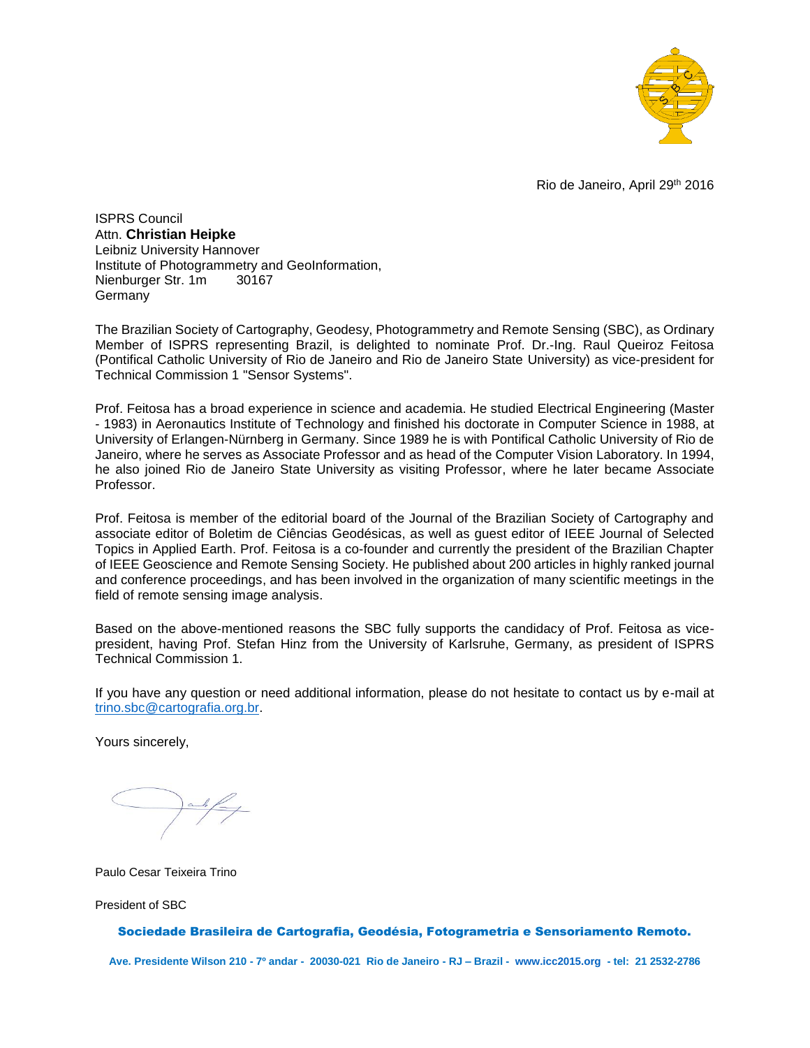Rio de Janeiro, April 29th 2016

ISPRS Council  
Attn. **Christian Heipke**  
Leibniz University Hannover  
Institute of Photogrammetry and GeoInformation,  
Nienburger Str. 1m 30167  
Germany

The Brazilian Society of Cartography, Geodesy, Photogrammetry and Remote Sensing (SBC), as Ordinary Member of ISPRS representing Brazil, is delighted to nominate Prof. Dr.-Ing. Raul Queiroz Feitosa (Pontifical Catholic University of Rio de Janeiro and Rio de Janeiro State University) as vice-president for Technical Commission 1 "Sensor Systems".

Prof. Feitosa has a broad experience in science and academia. He studied Electrical Engineering (Master - 1983) in Aeronautics Institute of Technology and finished his doctorate in Computer Science in 1988, at University of Erlangen-Nürnberg in Germany. Since 1989 he is with Pontifical Catholic University of Rio de Janeiro, where he serves as Associate Professor and as head of the Computer Vision Laboratory. In 1994, he also joined Rio de Janeiro State University as visiting Professor, where he later became Associate Professor.

Prof. Feitosa is member of the editorial board of the Journal of the Brazilian Society of Cartography and associate editor of Boletim de Ciências Geodésicas, as well as guest editor of IEEE Journal of Selected Topics in Applied Earth. Prof. Feitosa is a co-founder and currently the president of the Brazilian Chapter of IEEE Geoscience and Remote Sensing Society. He published about 200 articles in highly ranked journal and conference proceedings, and has been involved in the organization of many scientific meetings in the field of remote sensing image analysis.

Based on the above-mentioned reasons the SBC fully supports the candidacy of Prof. Feitosa as vice-president, having Prof. Stefan Hinz from the University of Karlsruhe, Germany, as president of ISPRS Technical Commission 1.

If you have any question or need additional information, please do not hesitate to contact us by e-mail at trino.sbc@cartografia.org.br.

Yours sincerely,

Paulo Cesar Teixeira Trino

President of SBC

**Sociedade Brasileira de Cartografia, Geodésia, Fotogrametria e Sensoriamento Remoto.**

**Ave. Presidente Wilson 210 - 7º andar - 20030-021 Rio de Janeiro - RJ – Brazil - www.icc2015.org - tel: 21 2532-2786**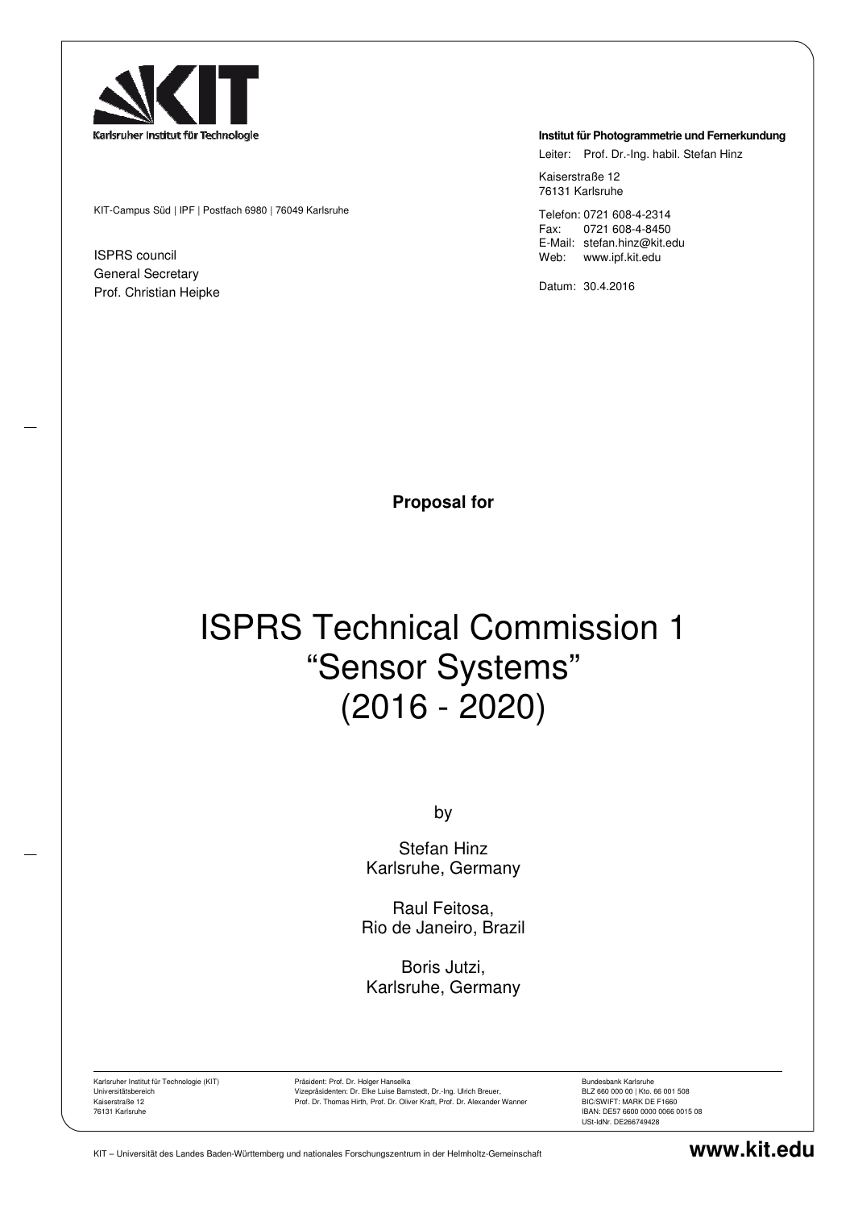**Karlsruher Institut für Technologie**

KIT-Campus Süd | IPF | Postfach 6980 | 76049 Karlsruhe

ISPRS council
General Secretary
Prof. Christian Heipke

**Institut für Photogrammetrie und Fernerkundung**

Leiter: Prof. Dr.-Ing. habil. Stefan Hinz

Kaiserstraße 12
76131 Karlsruhe

Telefon: 0721 608-4-2314
Fax: 0721 608-4-8450
E-Mail: stefan.hinz@kit.edu
Web: www.ipf.kit.edu

Datum: 30.4.2016

**Proposal for**

# ISPRS Technical Commission 1
# "Sensor Systems"
# (2016 - 2020)

by

Stefan Hinz
Karlsruhe, Germany

Raul Feitosa,
Rio de Janeiro, Brazil

Boris Jutzi,
Karlsruhe, Germany

Karlsruher Institut für Technologie (KIT)
Universitätsbereich
Kaiserstraße 12
76131 Karlsruhe

Präsident: Prof. Dr. Holger Hanselka
Vizepräsidenten: Dr. Elke Luise Barnstedt, Dr.-Ing. Ulrich Breuer,
Prof. Dr. Thomas Hirth, Prof. Dr. Oliver Kraft, Prof. Dr. Alexander Wanner

Bundesbank Karlsruhe
BLZ 660 000 00 | Kto. 66 001 508
BIC/SWIFT: MARK DE F1660
IBAN: DE57 6600 0000 0066 0015 08
USt-IdNr. DE266749428

KIT – Universität des Landes Baden-Württemberg und nationales Forschungszentrum in der Helmholtz-Gemeinschaft

**www.kit.edu**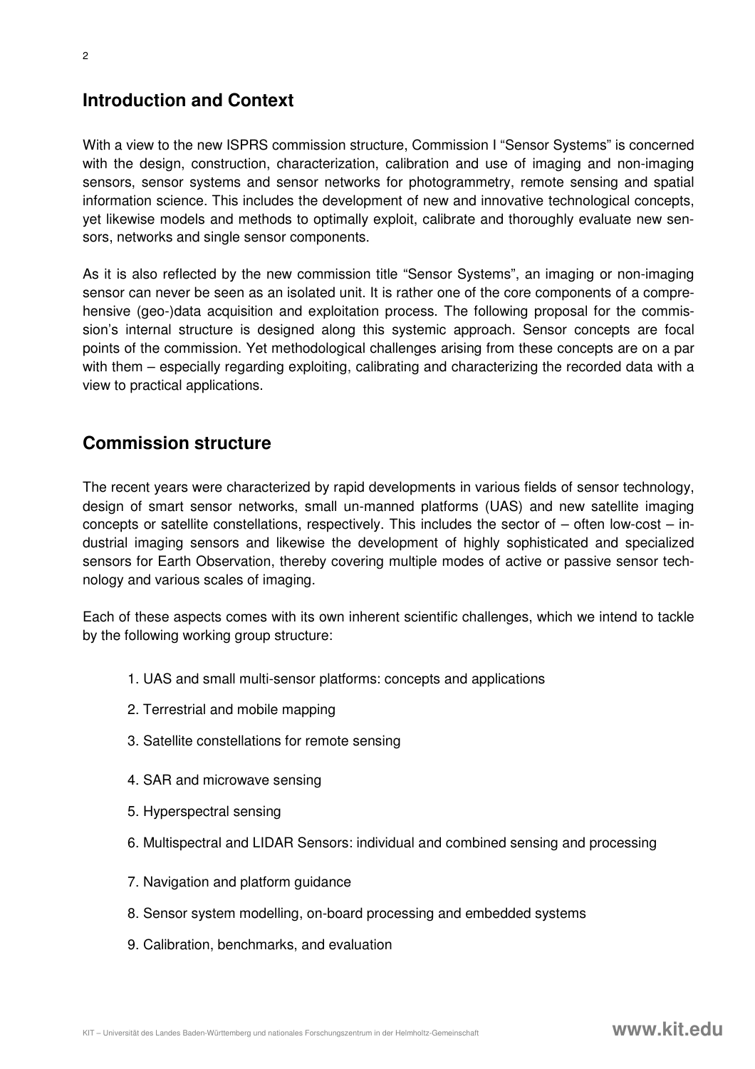## Introduction and Context

With a view to the new ISPRS commission structure, Commission I "Sensor Systems" is concerned with the design, construction, characterization, calibration and use of imaging and non-imaging sensors, sensor systems and sensor networks for photogrammetry, remote sensing and spatial information science. This includes the development of new and innovative technological concepts, yet likewise models and methods to optimally exploit, calibrate and thoroughly evaluate new sensors, networks and single sensor components.

As it is also reflected by the new commission title "Sensor Systems", an imaging or non-imaging sensor can never be seen as an isolated unit. It is rather one of the core components of a comprehensive (geo-)data acquisition and exploitation process. The following proposal for the commission's internal structure is designed along this systemic approach. Sensor concepts are focal points of the commission. Yet methodological challenges arising from these concepts are on a par with them – especially regarding exploiting, calibrating and characterizing the recorded data with a view to practical applications.

## Commission structure

The recent years were characterized by rapid developments in various fields of sensor technology, design of smart sensor networks, small un-manned platforms (UAS) and new satellite imaging concepts or satellite constellations, respectively. This includes the sector of – often low-cost – industrial imaging sensors and likewise the development of highly sophisticated and specialized sensors for Earth Observation, thereby covering multiple modes of active or passive sensor technology and various scales of imaging.

Each of these aspects comes with its own inherent scientific challenges, which we intend to tackle by the following working group structure:

1. UAS and small multi-sensor platforms: concepts and applications
2. Terrestrial and mobile mapping
3. Satellite constellations for remote sensing
4. SAR and microwave sensing
5. Hyperspectral sensing
6. Multispectral and LIDAR Sensors: individual and combined sensing and processing
7. Navigation and platform guidance
8. Sensor system modelling, on-board processing and embedded systems
9. Calibration, benchmarks, and evaluation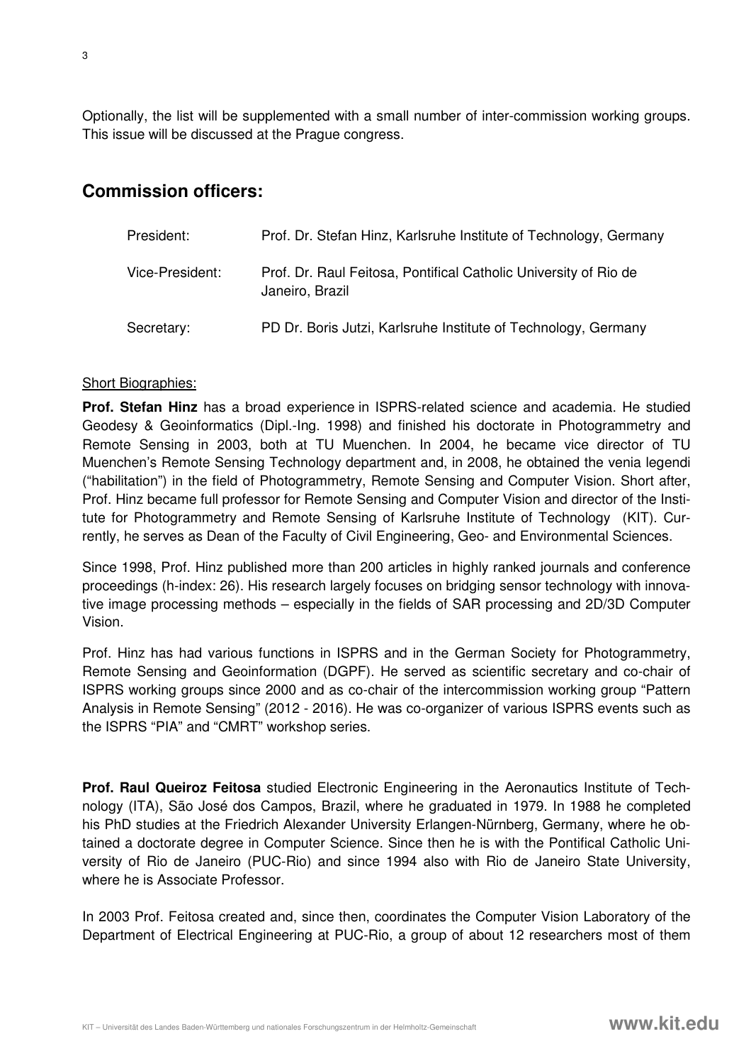Optionally, the list will be supplemented with a small number of inter-commission working groups. This issue will be discussed at the Prague congress.

## Commission officers:

| | |
|---|---|
| President: | Prof. Dr. Stefan Hinz, Karlsruhe Institute of Technology, Germany |
| Vice-President: | Prof. Dr. Raul Feitosa, Pontifical Catholic University of Rio de Janeiro, Brazil |
| Secretary: | PD Dr. Boris Jutzi, Karlsruhe Institute of Technology, Germany |

Short Biographies:

**Prof. Stefan Hinz** has a broad experience in ISPRS-related science and academia. He studied Geodesy & Geoinformatics (Dipl.-Ing. 1998) and finished his doctorate in Photogrammetry and Remote Sensing in 2003, both at TU Muenchen. In 2004, he became vice director of TU Muenchen's Remote Sensing Technology department and, in 2008, he obtained the venia legendi ("habilitation") in the field of Photogrammetry, Remote Sensing and Computer Vision. Short after, Prof. Hinz became full professor for Remote Sensing and Computer Vision and director of the Institute for Photogrammetry and Remote Sensing of Karlsruhe Institute of Technology (KIT). Currently, he serves as Dean of the Faculty of Civil Engineering, Geo- and Environmental Sciences.

Since 1998, Prof. Hinz published more than 200 articles in highly ranked journals and conference proceedings (h-index: 26). His research largely focuses on bridging sensor technology with innovative image processing methods – especially in the fields of SAR processing and 2D/3D Computer Vision.

Prof. Hinz has had various functions in ISPRS and in the German Society for Photogrammetry, Remote Sensing and Geoinformation (DGPF). He served as scientific secretary and co-chair of ISPRS working groups since 2000 and as co-chair of the intercommission working group "Pattern Analysis in Remote Sensing" (2012 - 2016). He was co-organizer of various ISPRS events such as the ISPRS "PIA" and "CMRT" workshop series.

**Prof. Raul Queiroz Feitosa** studied Electronic Engineering in the Aeronautics Institute of Technology (ITA), São José dos Campos, Brazil, where he graduated in 1979. In 1988 he completed his PhD studies at the Friedrich Alexander University Erlangen-Nürnberg, Germany, where he obtained a doctorate degree in Computer Science. Since then he is with the Pontifical Catholic University of Rio de Janeiro (PUC-Rio) and since 1994 also with Rio de Janeiro State University, where he is Associate Professor.

In 2003 Prof. Feitosa created and, since then, coordinates the Computer Vision Laboratory of the Department of Electrical Engineering at PUC-Rio, a group of about 12 researchers most of them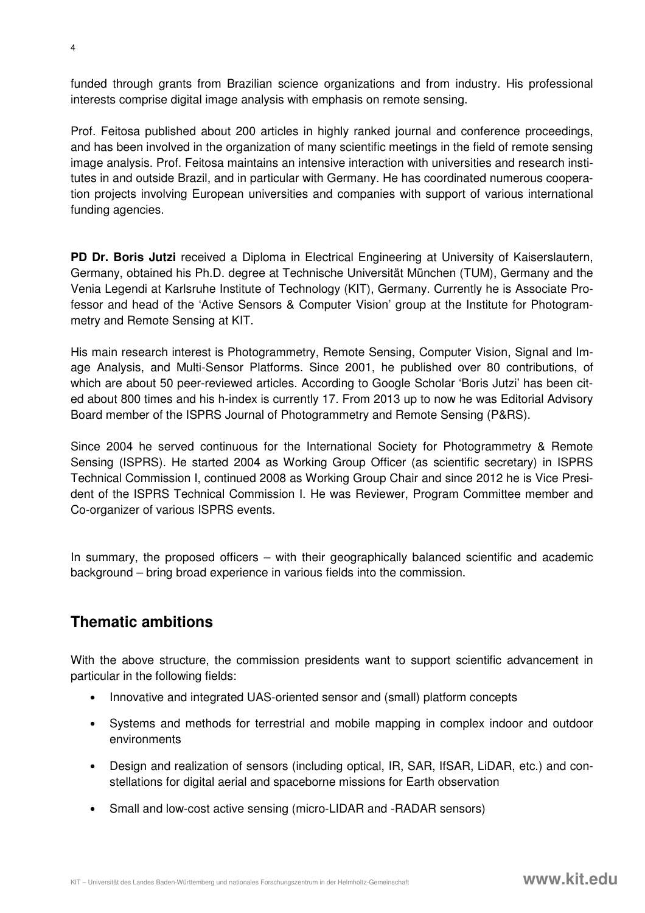funded through grants from Brazilian science organizations and from industry. His professional interests comprise digital image analysis with emphasis on remote sensing.

Prof. Feitosa published about 200 articles in highly ranked journal and conference proceedings, and has been involved in the organization of many scientific meetings in the field of remote sensing image analysis. Prof. Feitosa maintains an intensive interaction with universities and research institutes in and outside Brazil, and in particular with Germany. He has coordinated numerous cooperation projects involving European universities and companies with support of various international funding agencies.

**PD Dr. Boris Jutzi** received a Diploma in Electrical Engineering at University of Kaiserslautern, Germany, obtained his Ph.D. degree at Technische Universität München (TUM), Germany and the Venia Legendi at Karlsruhe Institute of Technology (KIT), Germany. Currently he is Associate Professor and head of the 'Active Sensors & Computer Vision' group at the Institute for Photogrammetry and Remote Sensing at KIT.

His main research interest is Photogrammetry, Remote Sensing, Computer Vision, Signal and Image Analysis, and Multi-Sensor Platforms. Since 2001, he published over 80 contributions, of which are about 50 peer-reviewed articles. According to Google Scholar 'Boris Jutzi' has been cited about 800 times and his h-index is currently 17. From 2013 up to now he was Editorial Advisory Board member of the ISPRS Journal of Photogrammetry and Remote Sensing (P&RS).

Since 2004 he served continuous for the International Society for Photogrammetry & Remote Sensing (ISPRS). He started 2004 as Working Group Officer (as scientific secretary) in ISPRS Technical Commission I, continued 2008 as Working Group Chair and since 2012 he is Vice President of the ISPRS Technical Commission I. He was Reviewer, Program Committee member and Co-organizer of various ISPRS events.

In summary, the proposed officers – with their geographically balanced scientific and academic background – bring broad experience in various fields into the commission.

## Thematic ambitions

With the above structure, the commission presidents want to support scientific advancement in particular in the following fields:

- Innovative and integrated UAS-oriented sensor and (small) platform concepts
- Systems and methods for terrestrial and mobile mapping in complex indoor and outdoor environments
- Design and realization of sensors (including optical, IR, SAR, IfSAR, LiDAR, etc.) and constellations for digital aerial and spaceborne missions for Earth observation
- Small and low-cost active sensing (micro-LIDAR and -RADAR sensors)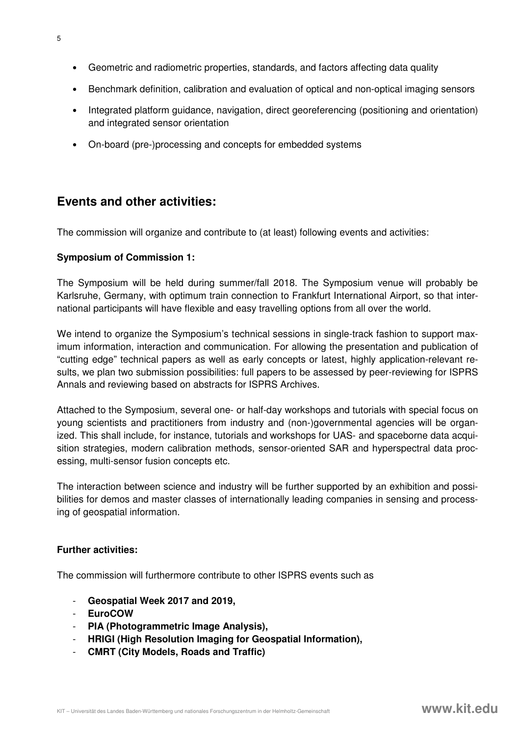- Geometric and radiometric properties, standards, and factors affecting data quality
- Benchmark definition, calibration and evaluation of optical and non-optical imaging sensors
- Integrated platform guidance, navigation, direct georeferencing (positioning and orientation) and integrated sensor orientation
- On-board (pre-)processing and concepts for embedded systems

## Events and other activities:

The commission will organize and contribute to (at least) following events and activities:

**Symposium of Commission 1:**

The Symposium will be held during summer/fall 2018. The Symposium venue will probably be Karlsruhe, Germany, with optimum train connection to Frankfurt International Airport, so that international participants will have flexible and easy travelling options from all over the world.

We intend to organize the Symposium's technical sessions in single-track fashion to support maximum information, interaction and communication. For allowing the presentation and publication of "cutting edge" technical papers as well as early concepts or latest, highly application-relevant results, we plan two submission possibilities: full papers to be assessed by peer-reviewing for ISPRS Annals and reviewing based on abstracts for ISPRS Archives.

Attached to the Symposium, several one- or half-day workshops and tutorials with special focus on young scientists and practitioners from industry and (non-)governmental agencies will be organized. This shall include, for instance, tutorials and workshops for UAS- and spaceborne data acquisition strategies, modern calibration methods, sensor-oriented SAR and hyperspectral data processing, multi-sensor fusion concepts etc.

The interaction between science and industry will be further supported by an exhibition and possibilities for demos and master classes of internationally leading companies in sensing and processing of geospatial information.

**Further activities:**

The commission will furthermore contribute to other ISPRS events such as

- **Geospatial Week 2017 and 2019,**
- **EuroCOW**
- **PIA (Photogrammetric Image Analysis),**
- **HRIGI (High Resolution Imaging for Geospatial Information),**
- **CMRT (City Models, Roads and Traffic)**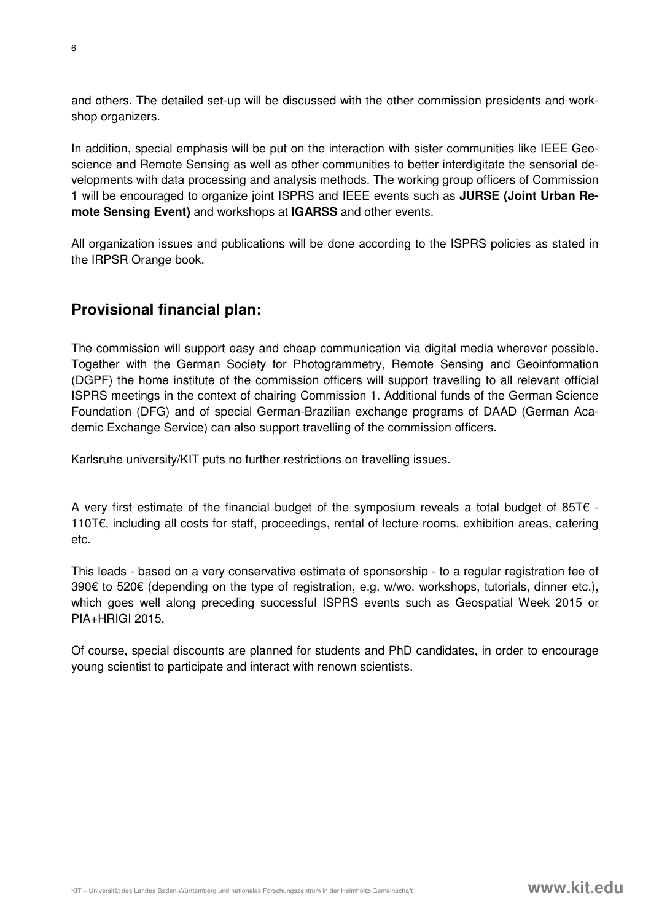and others. The detailed set-up will be discussed with the other commission presidents and workshop organizers.

In addition, special emphasis will be put on the interaction with sister communities like IEEE Geoscience and Remote Sensing as well as other communities to better interdigitate the sensorial developments with data processing and analysis methods. The working group officers of Commission 1 will be encouraged to organize joint ISPRS and IEEE events such as **JURSE (Joint Urban Remote Sensing Event)** and workshops at **IGARSS** and other events.

All organization issues and publications will be done according to the ISPRS policies as stated in the IRPSR Orange book.

## Provisional financial plan:

The commission will support easy and cheap communication via digital media wherever possible. Together with the German Society for Photogrammetry, Remote Sensing and Geoinformation (DGPF) the home institute of the commission officers will support travelling to all relevant official ISPRS meetings in the context of chairing Commission 1. Additional funds of the German Science Foundation (DFG) and of special German-Brazilian exchange programs of DAAD (German Academic Exchange Service) can also support travelling of the commission officers.

Karlsruhe university/KIT puts no further restrictions on travelling issues.

A very first estimate of the financial budget of the symposium reveals a total budget of 85T€ - 110T€, including all costs for staff, proceedings, rental of lecture rooms, exhibition areas, catering etc.

This leads - based on a very conservative estimate of sponsorship - to a regular registration fee of 390€ to 520€ (depending on the type of registration, e.g. w/wo. workshops, tutorials, dinner etc.), which goes well along preceding successful ISPRS events such as Geospatial Week 2015 or PIA+HRIGI 2015.

Of course, special discounts are planned for students and PhD candidates, in order to encourage young scientist to participate and interact with renown scientists.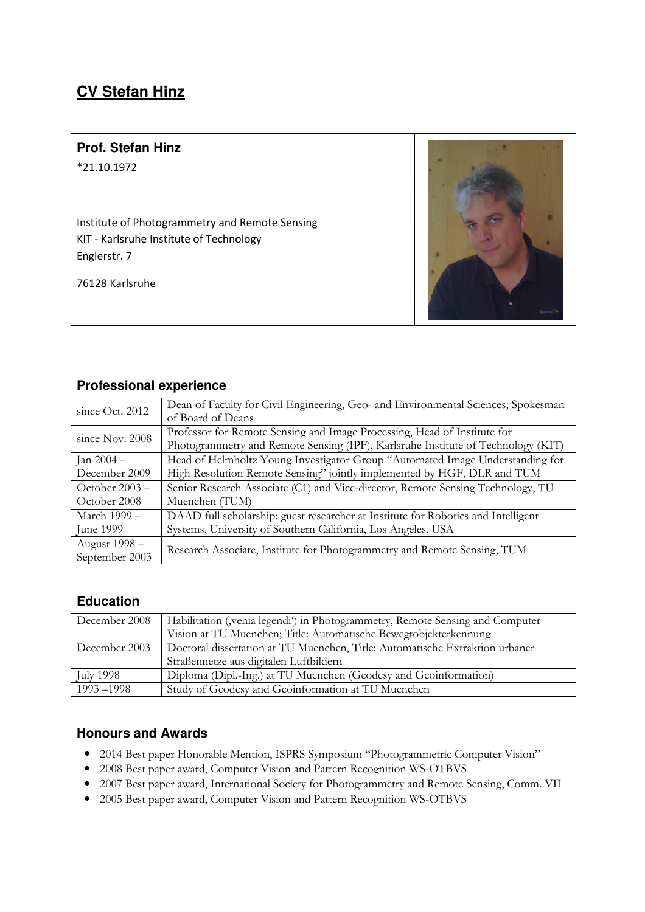# CV Stefan Hinz

**Prof. Stefan Hinz**

*21.10.1972

Institute of Photogrammetry and Remote Sensing
KIT - Karlsruhe Institute of Technology
Englerstr. 7

76128 Karlsruhe

## Professional experience

| | |
|---|---|
| since Oct. 2012 | Dean of Faculty for Civil Engineering, Geo- and Environmental Sciences; Spokesman of Board of Deans |
| since Nov. 2008 | Professor for Remote Sensing and Image Processing, Head of Institute for Photogrammetry and Remote Sensing (IPF), Karlsruhe Institute of Technology (KIT) |
| Jan 2004 – December 2009 | Head of Helmholtz Young Investigator Group "Automated Image Understanding for High Resolution Remote Sensing" jointly implemented by HGF, DLR and TUM |
| October 2003 – October 2008 | Senior Research Associate (C1) and Vice-director, Remote Sensing Technology, TU Muenchen (TUM) |
| March 1999 – June 1999 | DAAD full scholarship: guest researcher at Institute for Robotics and Intelligent Systems, University of Southern California, Los Angeles, USA |
| August 1998 – September 2003 | Research Associate, Institute for Photogrammetry and Remote Sensing, TUM |

## Education

| | |
|---|---|
| December 2008 | Habilitation (‚venia legendi') in Photogrammetry, Remote Sensing and Computer Vision at TU Muenchen; Title: Automatische Bewegtobjekterkennung |
| December 2003 | Doctoral dissertation at TU Muenchen, Title: Automatische Extraktion urbaner Straßennetze aus digitalen Luftbildern |
| July 1998 | Diploma (Dipl.-Ing.) at TU Muenchen (Geodesy and Geoinformation) |
| 1993 –1998 | Study of Geodesy and Geoinformation at TU Muenchen |

## Honours and Awards

- 2014 Best paper Honorable Mention, ISPRS Symposium "Photogrammetric Computer Vision"
- 2008 Best paper award, Computer Vision and Pattern Recognition WS-OTBVS
- 2007 Best paper award, International Society for Photogrammetry and Remote Sensing, Comm. VII
- 2005 Best paper award, Computer Vision and Pattern Recognition WS-OTBVS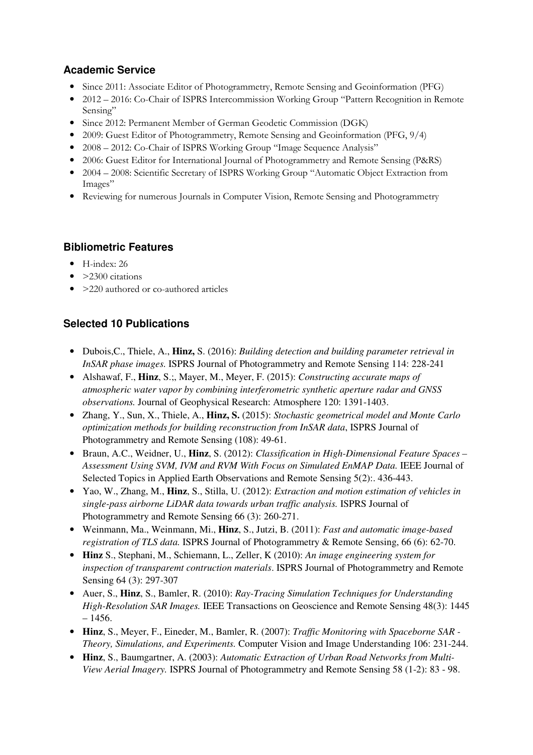## Academic Service

- Since 2011: Associate Editor of Photogrammetry, Remote Sensing and Geoinformation (PFG)
- 2012 – 2016: Co-Chair of ISPRS Intercommission Working Group "Pattern Recognition in Remote Sensing"
- Since 2012: Permanent Member of German Geodetic Commission (DGK)
- 2009: Guest Editor of Photogrammetry, Remote Sensing and Geoinformation (PFG, 9/4)
- 2008 – 2012: Co-Chair of ISPRS Working Group "Image Sequence Analysis"
- 2006: Guest Editor for International Journal of Photogrammetry and Remote Sensing (P&RS)
- 2004 – 2008: Scientific Secretary of ISPRS Working Group "Automatic Object Extraction from Images"
- Reviewing for numerous Journals in Computer Vision, Remote Sensing and Photogrammetry

## Bibliometric Features

- H-index: 26
- >2300 citations
- >220 authored or co-authored articles

## Selected 10 Publications

- Dubois,C., Thiele, A., **Hinz,** S. (2016): *Building detection and building parameter retrieval in InSAR phase images.* ISPRS Journal of Photogrammetry and Remote Sensing 114: 228-241
- Alshawaf, F., **Hinz**, S.;, Mayer, M., Meyer, F. (2015): *Constructing accurate maps of atmospheric water vapor by combining interferometric synthetic aperture radar and GNSS observations.* Journal of Geophysical Research: Atmosphere 120: 1391-1403.
- Zhang, Y., Sun, X., Thiele, A., **Hinz, S.** (2015): *Stochastic geometrical model and Monte Carlo optimization methods for building reconstruction from InSAR data*, ISPRS Journal of Photogrammetry and Remote Sensing (108): 49-61.
- Braun, A.C., Weidner, U., **Hinz**, S. (2012): *Classification in High-Dimensional Feature Spaces – Assessment Using SVM, IVM and RVM With Focus on Simulated EnMAP Data.* IEEE Journal of Selected Topics in Applied Earth Observations and Remote Sensing 5(2):. 436-443.
- Yao, W., Zhang, M., **Hinz**, S., Stilla, U. (2012): *Extraction and motion estimation of vehicles in single-pass airborne LiDAR data towards urban traffic analysis.* ISPRS Journal of Photogrammetry and Remote Sensing 66 (3): 260-271.
- Weinmann, Ma., Weinmann, Mi., **Hinz**, S., Jutzi, B. (2011): *Fast and automatic image-based registration of TLS data.* ISPRS Journal of Photogrammetry & Remote Sensing, 66 (6): 62-70.
- **Hinz** S., Stephani, M., Schiemann, L., Zeller, K (2010): *An image engineering system for inspection of transparemt contruction materials*. ISPRS Journal of Photogrammetry and Remote Sensing 64 (3): 297-307
- Auer, S., **Hinz**, S., Bamler, R. (2010): *Ray-Tracing Simulation Techniques for Understanding High-Resolution SAR Images.* IEEE Transactions on Geoscience and Remote Sensing 48(3): 1445 – 1456.
- **Hinz**, S., Meyer, F., Eineder, M., Bamler, R. (2007): *Traffic Monitoring with Spaceborne SAR - Theory, Simulations, and Experiments.* Computer Vision and Image Understanding 106: 231-244.
- **Hinz**, S., Baumgartner, A. (2003): *Automatic Extraction of Urban Road Networks from Multi-View Aerial Imagery.* ISPRS Journal of Photogrammetry and Remote Sensing 58 (1-2): 83 - 98.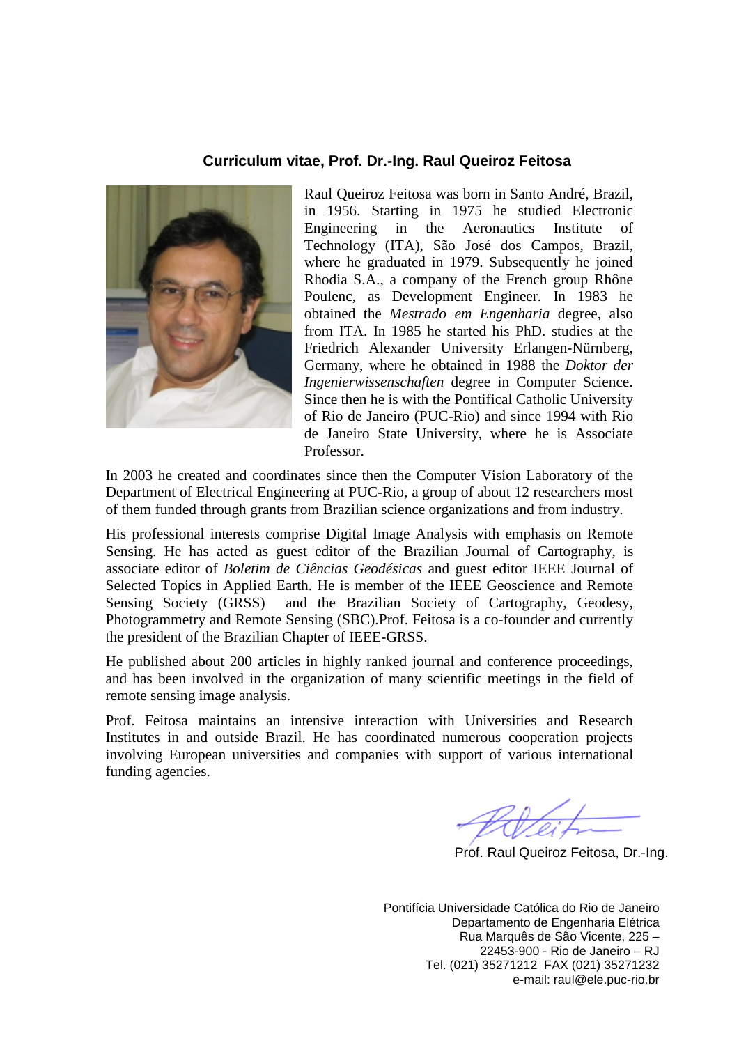**Curriculum vitae, Prof. Dr.-Ing. Raul Queiroz Feitosa**

Raul Queiroz Feitosa was born in Santo André, Brazil, in 1956. Starting in 1975 he studied Electronic Engineering in the Aeronautics Institute of Technology (ITA), São José dos Campos, Brazil, where he graduated in 1979. Subsequently he joined Rhodia S.A., a company of the French group Rhône Poulenc, as Development Engineer. In 1983 he obtained the *Mestrado em Engenharia* degree, also from ITA. In 1985 he started his PhD. studies at the Friedrich Alexander University Erlangen-Nürnberg, Germany, where he obtained in 1988 the *Doktor der Ingenierwissenschaften* degree in Computer Science. Since then he is with the Pontifical Catholic University of Rio de Janeiro (PUC-Rio) and since 1994 with Rio de Janeiro State University, where he is Associate Professor.

In 2003 he created and coordinates since then the Computer Vision Laboratory of the Department of Electrical Engineering at PUC-Rio, a group of about 12 researchers most of them funded through grants from Brazilian science organizations and from industry.

His professional interests comprise Digital Image Analysis with emphasis on Remote Sensing. He has acted as guest editor of the Brazilian Journal of Cartography, is associate editor of *Boletim de Ciências Geodésicas* and guest editor IEEE Journal of Selected Topics in Applied Earth. He is member of the IEEE Geoscience and Remote Sensing Society (GRSS) and the Brazilian Society of Cartography, Geodesy, Photogrammetry and Remote Sensing (SBC).Prof. Feitosa is a co-founder and currently the president of the Brazilian Chapter of IEEE-GRSS.

He published about 200 articles in highly ranked journal and conference proceedings, and has been involved in the organization of many scientific meetings in the field of remote sensing image analysis.

Prof. Feitosa maintains an intensive interaction with Universities and Research Institutes in and outside Brazil. He has coordinated numerous cooperation projects involving European universities and companies with support of various international funding agencies.

Prof. Raul Queiroz Feitosa, Dr.-Ing.

Pontifícia Universidade Católica do Rio de Janeiro
Departamento de Engenharia Elétrica
Rua Marquês de São Vicente, 225 –
22453-900 - Rio de Janeiro – RJ
Tel. (021) 35271212 FAX (021) 35271232
e-mail: raul@ele.puc-rio.br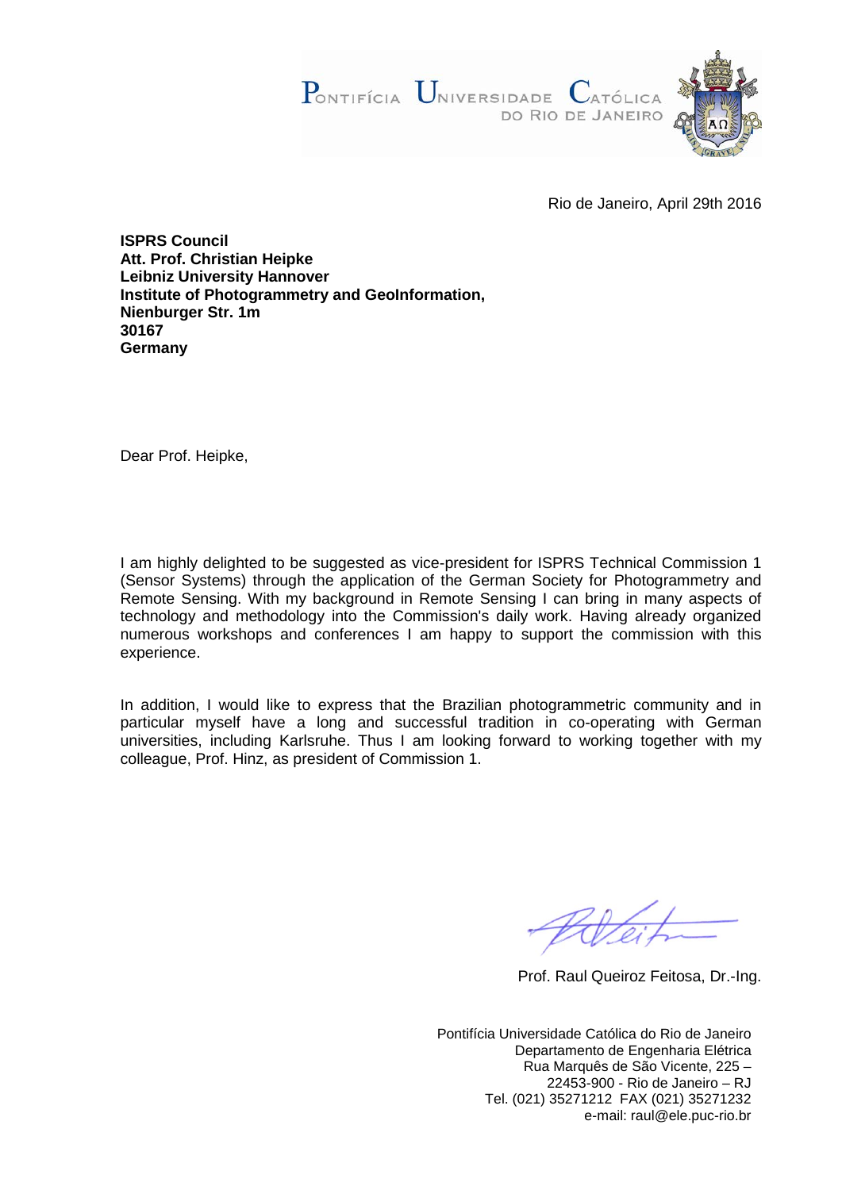Pontifícia Universidade Católica do Rio de Janeiro

Rio de Janeiro, April 29th 2016

**ISPRS Council**
**Att. Prof. Christian Heipke**
**Leibniz University Hannover**
**Institute of Photogrammetry and GeoInformation,**
**Nienburger Str. 1m**
**30167**
**Germany**

Dear Prof. Heipke,

I am highly delighted to be suggested as vice-president for ISPRS Technical Commission 1 (Sensor Systems) through the application of the German Society for Photogrammetry and Remote Sensing. With my background in Remote Sensing I can bring in many aspects of technology and methodology into the Commission's daily work. Having already organized numerous workshops and conferences I am happy to support the commission with this experience.

In addition, I would like to express that the Brazilian photogrammetric community and in particular myself have a long and successful tradition in co-operating with German universities, including Karlsruhe. Thus I am looking forward to working together with my colleague, Prof. Hinz, as president of Commission 1.

Prof. Raul Queiroz Feitosa, Dr.-Ing.

Pontifícia Universidade Católica do Rio de Janeiro
Departamento de Engenharia Elétrica
Rua Marquês de São Vicente, 225 –
22453-900 - Rio de Janeiro – RJ
Tel. (021) 35271212 FAX (021) 35271232
e-mail: raul@ele.puc-rio.br